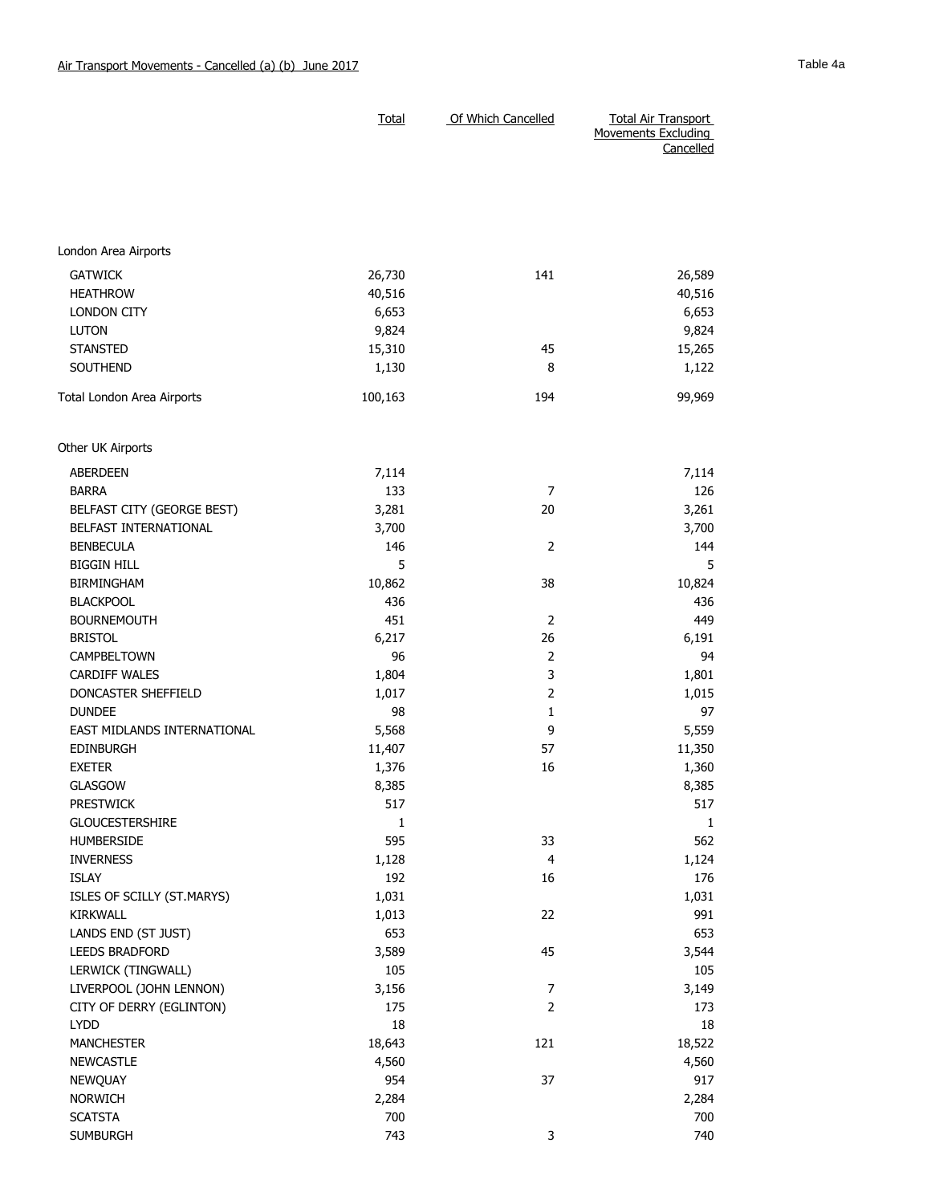Air Transport Movements - Cancelled (a) (b) June 2017

Table 4a

| | Total | Of Which Cancelled | Total Air Transport Movements Excluding Cancelled |
|---|---|---|---|
| **London Area Airports** | | | |
| GATWICK | 26,730 | 141 | 26,589 |
| HEATHROW | 40,516 | | 40,516 |
| LONDON CITY | 6,653 | | 6,653 |
| LUTON | 9,824 | | 9,824 |
| STANSTED | 15,310 | 45 | 15,265 |
| SOUTHEND | 1,130 | 8 | 1,122 |
| Total London Area Airports | 100,163 | 194 | 99,969 |
| **Other UK Airports** | | | |
| ABERDEEN | 7,114 | | 7,114 |
| BARRA | 133 | 7 | 126 |
| BELFAST CITY (GEORGE BEST) | 3,281 | 20 | 3,261 |
| BELFAST INTERNATIONAL | 3,700 | | 3,700 |
| BENBECULA | 146 | 2 | 144 |
| BIGGIN HILL | 5 | | 5 |
| BIRMINGHAM | 10,862 | 38 | 10,824 |
| BLACKPOOL | 436 | | 436 |
| BOURNEMOUTH | 451 | 2 | 449 |
| BRISTOL | 6,217 | 26 | 6,191 |
| CAMPBELTOWN | 96 | 2 | 94 |
| CARDIFF WALES | 1,804 | 3 | 1,801 |
| DONCASTER SHEFFIELD | 1,017 | 2 | 1,015 |
| DUNDEE | 98 | 1 | 97 |
| EAST MIDLANDS INTERNATIONAL | 5,568 | 9 | 5,559 |
| EDINBURGH | 11,407 | 57 | 11,350 |
| EXETER | 1,376 | 16 | 1,360 |
| GLASGOW | 8,385 | | 8,385 |
| PRESTWICK | 517 | | 517 |
| GLOUCESTERSHIRE | 1 | | 1 |
| HUMBERSIDE | 595 | 33 | 562 |
| INVERNESS | 1,128 | 4 | 1,124 |
| ISLAY | 192 | 16 | 176 |
| ISLES OF SCILLY (ST.MARYS) | 1,031 | | 1,031 |
| KIRKWALL | 1,013 | 22 | 991 |
| LANDS END (ST JUST) | 653 | | 653 |
| LEEDS BRADFORD | 3,589 | 45 | 3,544 |
| LERWICK (TINGWALL) | 105 | | 105 |
| LIVERPOOL (JOHN LENNON) | 3,156 | 7 | 3,149 |
| CITY OF DERRY (EGLINTON) | 175 | 2 | 173 |
| LYDD | 18 | | 18 |
| MANCHESTER | 18,643 | 121 | 18,522 |
| NEWCASTLE | 4,560 | | 4,560 |
| NEWQUAY | 954 | 37 | 917 |
| NORWICH | 2,284 | | 2,284 |
| SCATSTA | 700 | | 700 |
| SUMBURGH | 743 | 3 | 740 |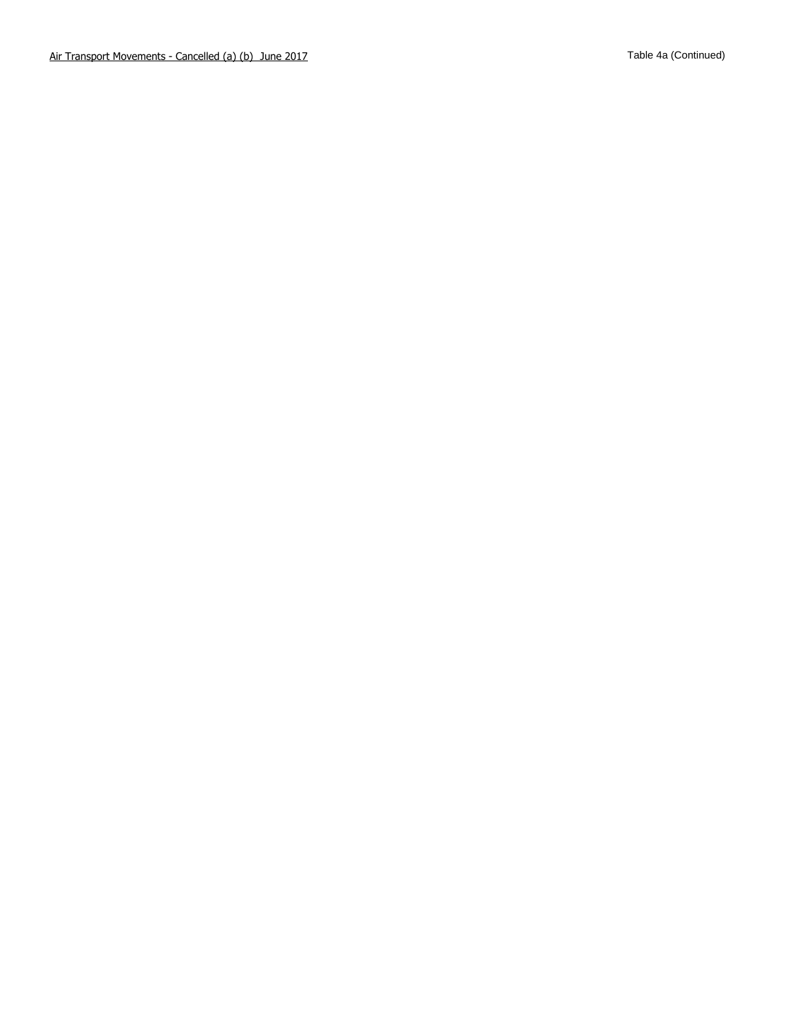Air Transport Movements - Cancelled (a) (b) June 2017

Table 4a (Continued)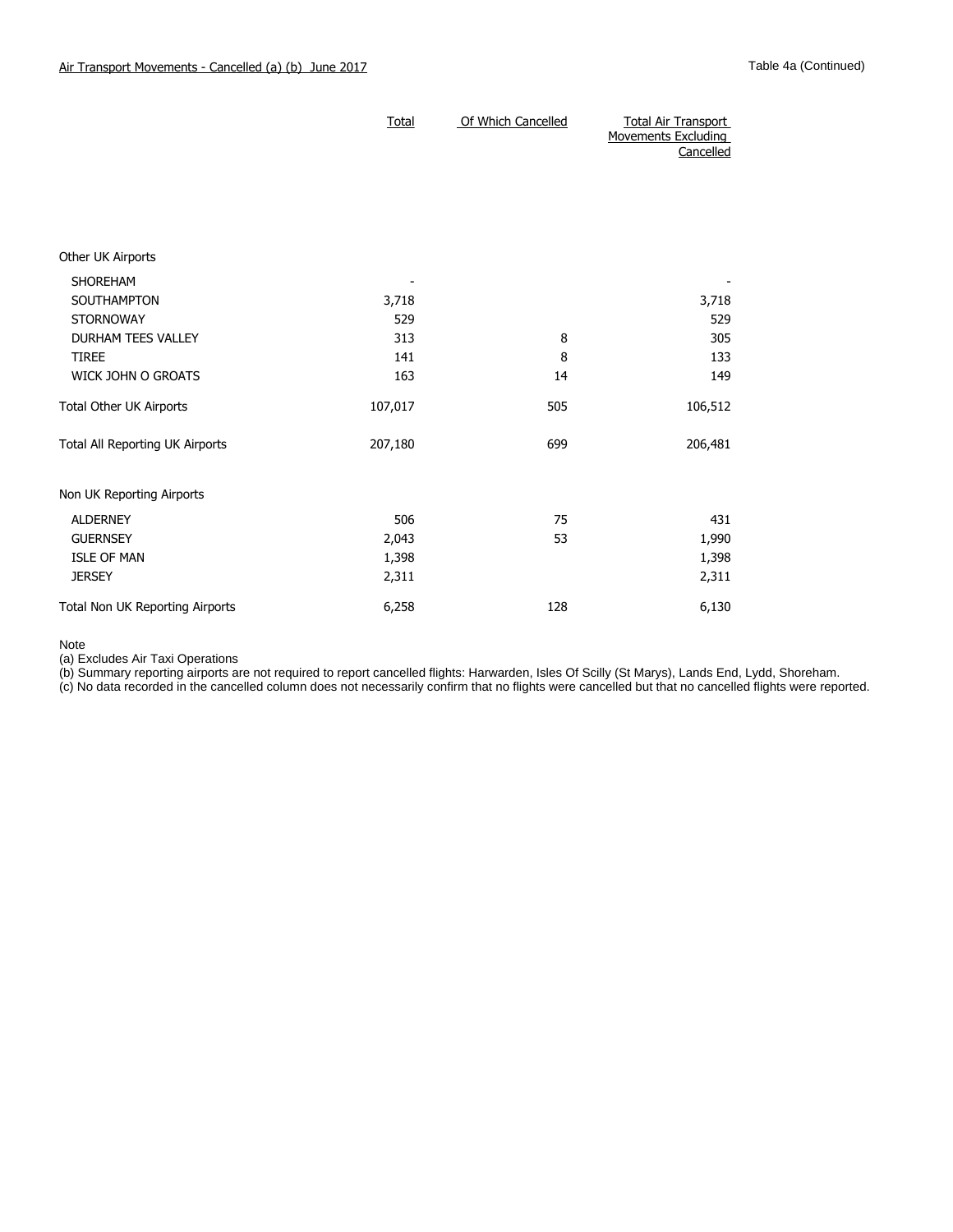Air Transport Movements - Cancelled (a) (b) June 2017

Table 4a (Continued)

| | Total | Of Which Cancelled | Total Air Transport Movements Excluding Cancelled |
|---|---|---|---|
| Other UK Airports | | | |
| SHOREHAM | - | | - |
| SOUTHAMPTON | 3,718 | | 3,718 |
| STORNOWAY | 529 | | 529 |
| DURHAM TEES VALLEY | 313 | 8 | 305 |
| TIREE | 141 | 8 | 133 |
| WICK JOHN O GROATS | 163 | 14 | 149 |
| Total Other UK Airports | 107,017 | 505 | 106,512 |
| Total All Reporting UK Airports | 207,180 | 699 | 206,481 |
| Non UK Reporting Airports | | | |
| ALDERNEY | 506 | 75 | 431 |
| GUERNSEY | 2,043 | 53 | 1,990 |
| ISLE OF MAN | 1,398 | | 1,398 |
| JERSEY | 2,311 | | 2,311 |
| Total Non UK Reporting Airports | 6,258 | 128 | 6,130 |

Note
(a) Excludes Air Taxi Operations
(b) Summary reporting airports are not required to report cancelled flights: Harwarden, Isles Of Scilly (St Marys), Lands End, Lydd, Shoreham.
(c) No data recorded in the cancelled column does not necessarily confirm that no flights were cancelled but that no cancelled flights were reported.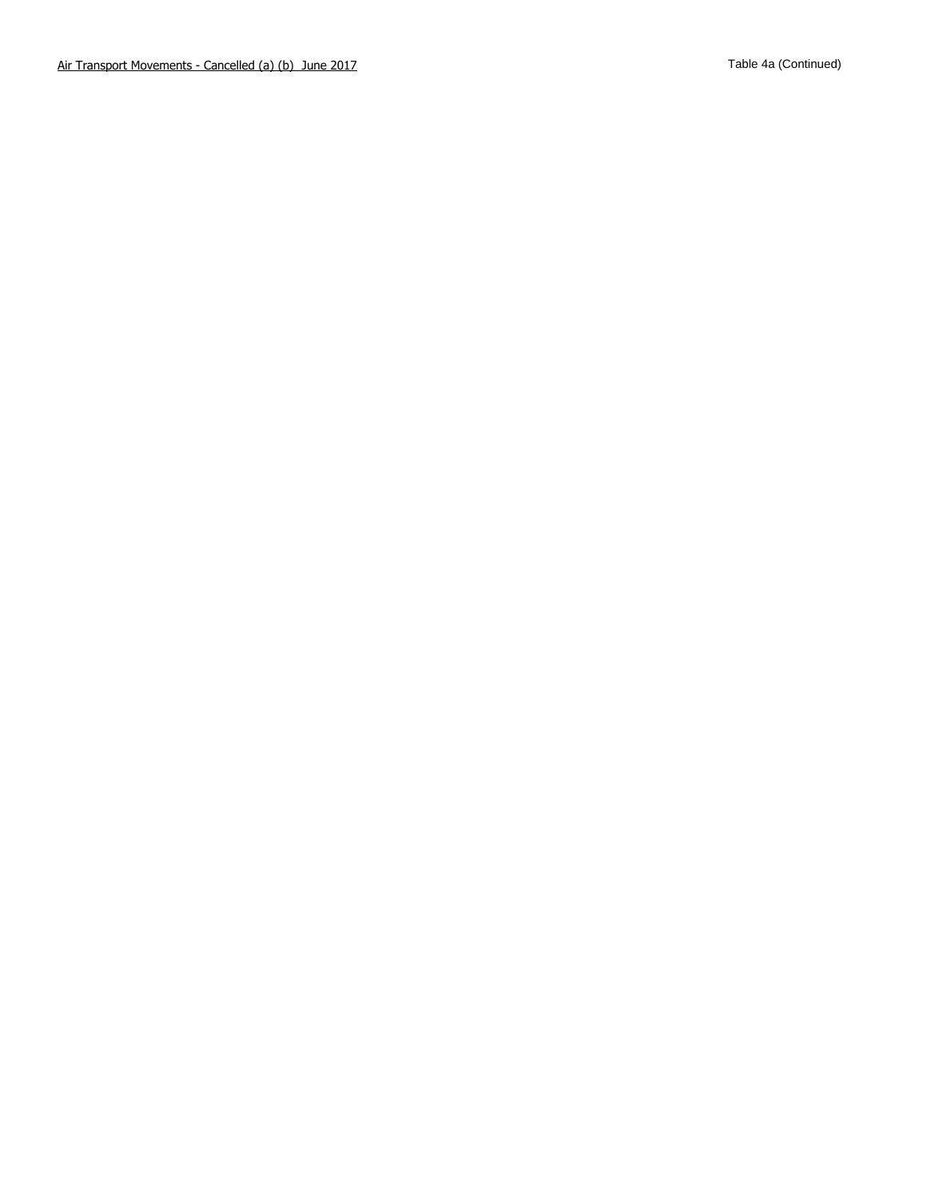Air Transport Movements - Cancelled (a) (b)  June 2017

Table 4a (Continued)